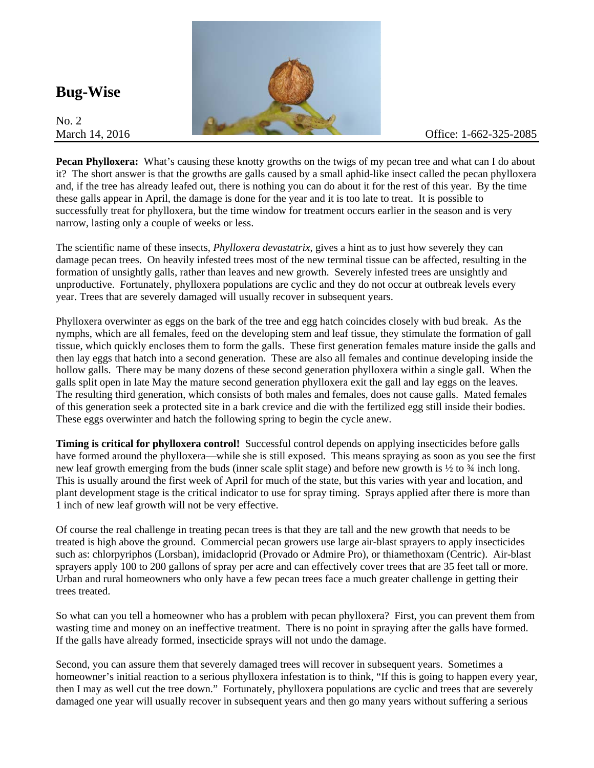# Bug-Wise

No. 2
March 14, 2016

Office: 1-662-325-2085

**Pecan Phylloxera:** What's causing these knotty growths on the twigs of my pecan tree and what can I do about it? The short answer is that the growths are galls caused by a small aphid-like insect called the pecan phylloxera and, if the tree has already leafed out, there is nothing you can do about it for the rest of this year. By the time these galls appear in April, the damage is done for the year and it is too late to treat. It is possible to successfully treat for phylloxera, but the time window for treatment occurs earlier in the season and is very narrow, lasting only a couple of weeks or less.

The scientific name of these insects, *Phylloxera devastatrix*, gives a hint as to just how severely they can damage pecan trees. On heavily infested trees most of the new terminal tissue can be affected, resulting in the formation of unsightly galls, rather than leaves and new growth. Severely infested trees are unsightly and unproductive. Fortunately, phylloxera populations are cyclic and they do not occur at outbreak levels every year. Trees that are severely damaged will usually recover in subsequent years.

Phylloxera overwinter as eggs on the bark of the tree and egg hatch coincides closely with bud break. As the nymphs, which are all females, feed on the developing stem and leaf tissue, they stimulate the formation of gall tissue, which quickly encloses them to form the galls. These first generation females mature inside the galls and then lay eggs that hatch into a second generation. These are also all females and continue developing inside the hollow galls. There may be many dozens of these second generation phylloxera within a single gall. When the galls split open in late May the mature second generation phylloxera exit the gall and lay eggs on the leaves. The resulting third generation, which consists of both males and females, does not cause galls. Mated females of this generation seek a protected site in a bark crevice and die with the fertilized egg still inside their bodies. These eggs overwinter and hatch the following spring to begin the cycle anew.

**Timing is critical for phylloxera control!** Successful control depends on applying insecticides before galls have formed around the phylloxera—while she is still exposed. This means spraying as soon as you see the first new leaf growth emerging from the buds (inner scale split stage) and before new growth is ½ to ¾ inch long. This is usually around the first week of April for much of the state, but this varies with year and location, and plant development stage is the critical indicator to use for spray timing. Sprays applied after there is more than 1 inch of new leaf growth will not be very effective.

Of course the real challenge in treating pecan trees is that they are tall and the new growth that needs to be treated is high above the ground. Commercial pecan growers use large air-blast sprayers to apply insecticides such as: chlorpyriphos (Lorsban), imidacloprid (Provado or Admire Pro), or thiamethoxam (Centric). Air-blast sprayers apply 100 to 200 gallons of spray per acre and can effectively cover trees that are 35 feet tall or more. Urban and rural homeowners who only have a few pecan trees face a much greater challenge in getting their trees treated.

So what can you tell a homeowner who has a problem with pecan phylloxera? First, you can prevent them from wasting time and money on an ineffective treatment. There is no point in spraying after the galls have formed. If the galls have already formed, insecticide sprays will not undo the damage.

Second, you can assure them that severely damaged trees will recover in subsequent years. Sometimes a homeowner's initial reaction to a serious phylloxera infestation is to think, "If this is going to happen every year, then I may as well cut the tree down." Fortunately, phylloxera populations are cyclic and trees that are severely damaged one year will usually recover in subsequent years and then go many years without suffering a serious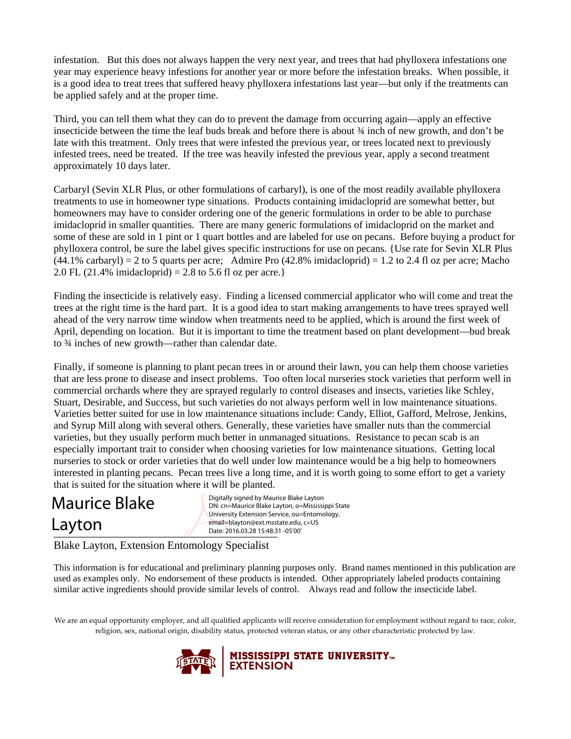infestation. But this does not always happen the very next year, and trees that had phylloxera infestations one year may experience heavy infestions for another year or more before the infestation breaks. When possible, it is a good idea to treat trees that suffered heavy phylloxera infestations last year—but only if the treatments can be applied safely and at the proper time.

Third, you can tell them what they can do to prevent the damage from occurring again—apply an effective insecticide between the time the leaf buds break and before there is about ¾ inch of new growth, and don't be late with this treatment. Only trees that were infested the previous year, or trees located next to previously infested trees, need be treated. If the tree was heavily infested the previous year, apply a second treatment approximately 10 days later.

Carbaryl (Sevin XLR Plus, or other formulations of carbaryl), is one of the most readily available phylloxera treatments to use in homeowner type situations. Products containing imidacloprid are somewhat better, but homeowners may have to consider ordering one of the generic formulations in order to be able to purchase imidacloprid in smaller quantities. There are many generic formulations of imidacloprid on the market and some of these are sold in 1 pint or 1 quart bottles and are labeled for use on pecans. Before buying a product for phylloxera control, be sure the label gives specific instructions for use on pecans. {Use rate for Sevin XLR Plus (44.1% carbaryl) = 2 to 5 quarts per acre; Admire Pro (42.8% imidacloprid) = 1.2 to 2.4 fl oz per acre; Macho 2.0 FL (21.4% imidacloprid) = 2.8 to 5.6 fl oz per acre.}

Finding the insecticide is relatively easy. Finding a licensed commercial applicator who will come and treat the trees at the right time is the hard part. It is a good idea to start making arrangements to have trees sprayed well ahead of the very narrow time window when treatments need to be applied, which is around the first week of April, depending on location. But it is important to time the treatment based on plant development—bud break to ¾ inches of new growth—rather than calendar date.

Finally, if someone is planning to plant pecan trees in or around their lawn, you can help them choose varieties that are less prone to disease and insect problems. Too often local nurseries stock varieties that perform well in commercial orchards where they are sprayed regularly to control diseases and insects, varieties like Schley, Stuart, Desirable, and Success, but such varieties do not always perform well in low maintenance situations. Varieties better suited for use in low maintenance situations include: Candy, Elliot, Gafford, Melrose, Jenkins, and Syrup Mill along with several others. Generally, these varieties have smaller nuts than the commercial varieties, but they usually perform much better in unmanaged situations. Resistance to pecan scab is an especially important trait to consider when choosing varieties for low maintenance situations. Getting local nurseries to stock or order varieties that do well under low maintenance would be a big help to homeowners interested in planting pecans. Pecan trees live a long time, and it is worth going to some effort to get a variety that is suited for the situation where it will be planted.

Maurice Blake Layton

Digitally signed by Maurice Blake Layton
DN: cn=Maurice Blake Layton, o=Mississippi State University Extension Service, ou=Entomology, email=blayton@ext.msstate.edu, c=US
Date: 2016.03.28 15:48:31 -05'00'

Blake Layton, Extension Entomology Specialist

This information is for educational and preliminary planning purposes only. Brand names mentioned in this publication are used as examples only. No endorsement of these products is intended. Other appropriately labeled products containing similar active ingredients should provide similar levels of control. Always read and follow the insecticide label.

We are an equal opportunity employer, and all qualified applicants will receive consideration for employment without regard to race, color, religion, sex, national origin, disability status, protected veteran status, or any other characteristic protected by law.

MISSISSIPPI STATE UNIVERSITY™ EXTENSION